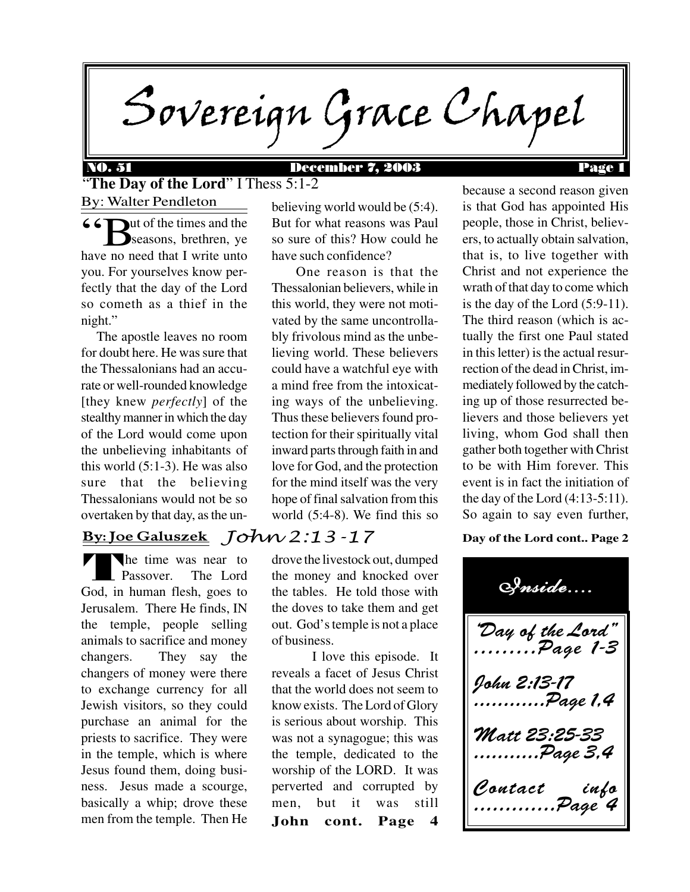# Sovereign Grace Chapel

**NO. 51** **December 7, 2003**

## "The Day of the Lord" I Thess 5:1-2

By: Walter Pendleton

"But of the times and the seasons, brethren, ye have no need that I write unto you. For yourselves know perfectly that the day of the Lord so cometh as a thief in the night."

The apostle leaves no room for doubt here. He was sure that the Thessalonians had an accurate or well-rounded knowledge [they knew *perfectly*] of the stealthy manner in which the day of the Lord would come upon the unbelieving inhabitants of this world (5:1-3). He was also sure that the believing Thessalonians would not be so overtaken by that day, as the unbelieving world would be (5:4). But for what reasons was Paul so sure of this? How could he have such confidence?

One reason is that the Thessalonian believers, while in this world, they were not motivated by the same uncontrollably frivolous mind as the unbelieving world. These believers could have a watchful eye with a mind free from the intoxicating ways of the unbelieving. Thus these believers found protection for their spiritually vital inward parts through faith in and love for God, and the protection for the mind itself was the very hope of final salvation from this world (5:4-8). We find this so because a second reason given is that God has appointed His people, those in Christ, believers, to actually obtain salvation, that is, to live together with Christ and not experience the wrath of that day to come which is the day of the Lord (5:9-11). The third reason (which is actually the first one Paul stated in this letter) is the actual resurrection of the dead in Christ, immediately followed by the catching up of those resurrected believers and those believers yet living, whom God shall then gather both together with Christ to be with Him forever. This event is in fact the initiation of the day of the Lord (4:13-5:11). So again to say even further,

**Day of the Lord cont.. Page 2**

## John 2:13-17

**By: Joe Galuszek**

The time was near to Passover. The Lord God, in human flesh, goes to Jerusalem. There He finds, IN the temple, people selling animals to sacrifice and money changers. They say the changers of money were there to exchange currency for all Jewish visitors, so they could purchase an animal for the priests to sacrifice. They were in the temple, which is where Jesus found them, doing business. Jesus made a scourge, basically a whip; drove these men from the temple. Then He drove the livestock out, dumped the money and knocked over the tables. He told those with the doves to take them and get out. God's temple is not a place of business.

I love this episode. It reveals a facet of Jesus Christ that the world does not seem to know exists. The Lord of Glory is serious about worship. This was not a synagogue; this was the temple, dedicated to the worship of the LORD. It was perverted and corrupted by men, but it was still

**John cont. Page 4**

### Inside....

*"Day of the Lord"* .........Page 1-3

*John 2:13-17* ............Page 1,4

*Matt 23:25-33* ...........Page 3,4

*Contact info* .............Page 4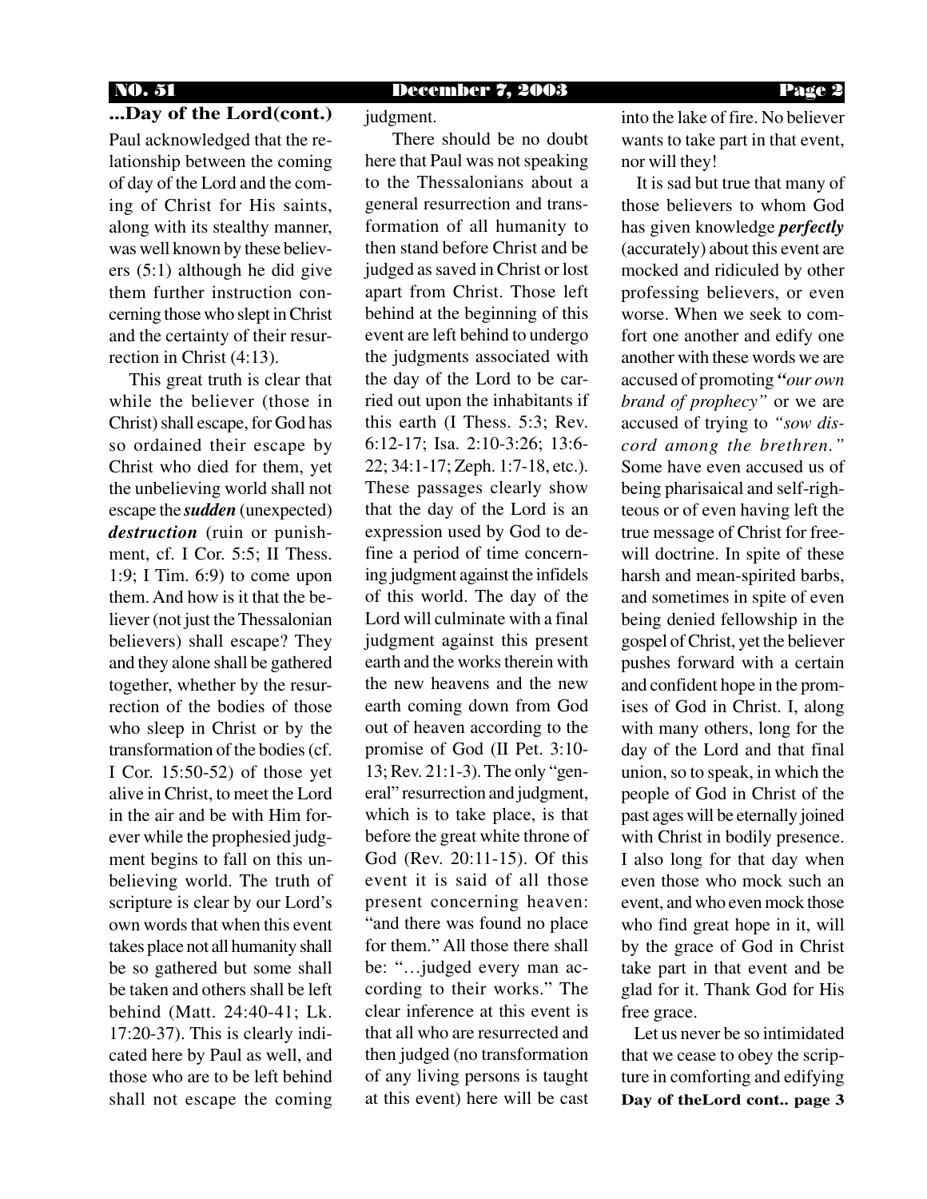## ...Day of the Lord(cont.)

Paul acknowledged that the relationship between the coming of day of the Lord and the coming of Christ for His saints, along with its stealthy manner, was well known by these believers (5:1) although he did give them further instruction concerning those who slept in Christ and the certainty of their resurrection in Christ (4:13).

This great truth is clear that while the believer (those in Christ) shall escape, for God has so ordained their escape by Christ who died for them, yet the unbelieving world shall not escape the ***sudden*** (unexpected) ***destruction*** (ruin or punishment, cf. I Cor. 5:5; II Thess. 1:9; I Tim. 6:9) to come upon them. And how is it that the believer (not just the Thessalonian believers) shall escape? They and they alone shall be gathered together, whether by the resurrection of the bodies of those who sleep in Christ or by the transformation of the bodies (cf. I Cor. 15:50-52) of those yet alive in Christ, to meet the Lord in the air and be with Him forever while the prophesied judgment begins to fall on this unbelieving world. The truth of scripture is clear by our Lord's own words that when this event takes place not all humanity shall be so gathered but some shall be taken and others shall be left behind (Matt. 24:40-41; Lk. 17:20-37). This is clearly indicated here by Paul as well, and those who are to be left behind shall not escape the coming judgment.

There should be no doubt here that Paul was not speaking to the Thessalonians about a general resurrection and transformation of all humanity to then stand before Christ and be judged as saved in Christ or lost apart from Christ. Those left behind at the beginning of this event are left behind to undergo the judgments associated with the day of the Lord to be carried out upon the inhabitants if this earth (I Thess. 5:3; Rev. 6:12-17; Isa. 2:10-3:26; 13:6-22; 34:1-17; Zeph. 1:7-18, etc.). These passages clearly show that the day of the Lord is an expression used by God to define a period of time concerning judgment against the infidels of this world. The day of the Lord will culminate with a final judgment against this present earth and the works therein with the new heavens and the new earth coming down from God out of heaven according to the promise of God (II Pet. 3:10-13; Rev. 21:1-3). The only "general" resurrection and judgment, which is to take place, is that before the great white throne of God (Rev. 20:11-15). Of this event it is said of all those present concerning heaven: "and there was found no place for them." All those there shall be: "…judged every man according to their works." The clear inference at this event is that all who are resurrected and then judged (no transformation of any living persons is taught at this event) here will be cast into the lake of fire. No believer wants to take part in that event, nor will they!

It is sad but true that many of those believers to whom God has given knowledge ***perfectly*** (accurately) about this event are mocked and ridiculed by other professing believers, or even worse. When we seek to comfort one another and edify one another with these words we are accused of promoting *"our own brand of prophecy"* or we are accused of trying to *"sow discord among the brethren."* Some have even accused us of being pharisaical and self-righteous or of even having left the true message of Christ for free-will doctrine. In spite of these harsh and mean-spirited barbs, and sometimes in spite of even being denied fellowship in the gospel of Christ, yet the believer pushes forward with a certain and confident hope in the promises of God in Christ. I, along with many others, long for the day of the Lord and that final union, so to speak, in which the people of God in Christ of the past ages will be eternally joined with Christ in bodily presence. I also long for that day when even those who mock such an event, and who even mock those who find great hope in it, will by the grace of God in Christ take part in that event and be glad for it. Thank God for His free grace.

Let us never be so intimidated that we cease to obey the scripture in comforting and edifying

**Day of theLord cont.. page 3**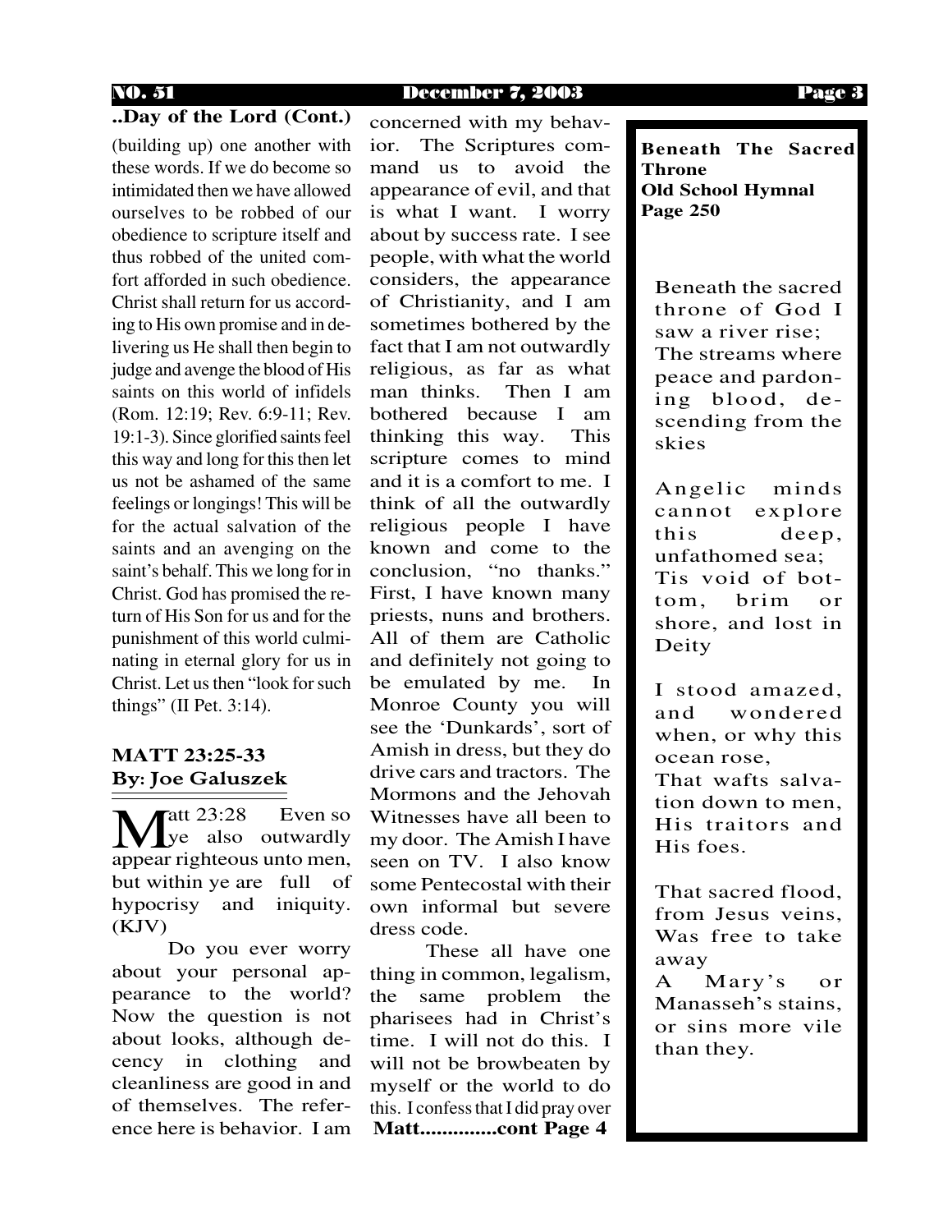**..Day of the Lord (Cont.)**

(building up) one another with these words. If we do become so intimidated then we have allowed ourselves to be robbed of our obedience to scripture itself and thus robbed of the united comfort afforded in such obedience. Christ shall return for us according to His own promise and in delivering us He shall then begin to judge and avenge the blood of His saints on this world of infidels (Rom. 12:19; Rev. 6:9-11; Rev. 19:1-3). Since glorified saints feel this way and long for this then let us not be ashamed of the same feelings or longings! This will be for the actual salvation of the saints and an avenging on the saint's behalf. This we long for in Christ. God has promised the return of His Son for us and for the punishment of this world culminating in eternal glory for us in Christ. Let us then "look for such things" (II Pet. 3:14).

## MATT 23:25-33
**By: Joe Galuszek**

Matt 23:28 Even so ye also outwardly appear righteous unto men, but within ye are full of hypocrisy and iniquity. (KJV)

Do you ever worry about your personal appearance to the world? Now the question is not about looks, although decency in clothing and cleanliness are good in and of themselves. The reference here is behavior. I am concerned with my behavior. The Scriptures command us to avoid the appearance of evil, and that is what I want. I worry about by success rate. I see people, with what the world considers, the appearance of Christianity, and I am sometimes bothered by the fact that I am not outwardly religious, as far as what man thinks. Then I am bothered because I am thinking this way. This scripture comes to mind and it is a comfort to me. I think of all the outwardly religious people I have known and come to the conclusion, "no thanks." First, I have known many priests, nuns and brothers. All of them are Catholic and definitely not going to be emulated by me. In Monroe County you will see the 'Dunkards', sort of Amish in dress, but they do drive cars and tractors. The Mormons and the Jehovah Witnesses have all been to my door. The Amish I have seen on TV. I also know some Pentecostal with their own informal but severe dress code.

These all have one thing in common, legalism, the same problem the pharisees had in Christ's time. I will not do this. I will not be browbeaten by myself or the world to do this. I confess that I did pray over

**Matt.............cont Page 4**

---

**Beneath The Sacred Throne**
**Old School Hymnal**
**Page 250**

Beneath the sacred throne of God I saw a river rise;
The streams where peace and pardoning blood, descending from the skies

Angelic minds cannot explore this deep, unfathomed sea;
Tis void of bottom, brim or shore, and lost in Deity

I stood amazed, and wondered when, or why this ocean rose,
That wafts salvation down to men, His traitors and His foes.

That sacred flood, from Jesus veins, Was free to take away
A Mary's or Manasseh's stains, or sins more vile than they.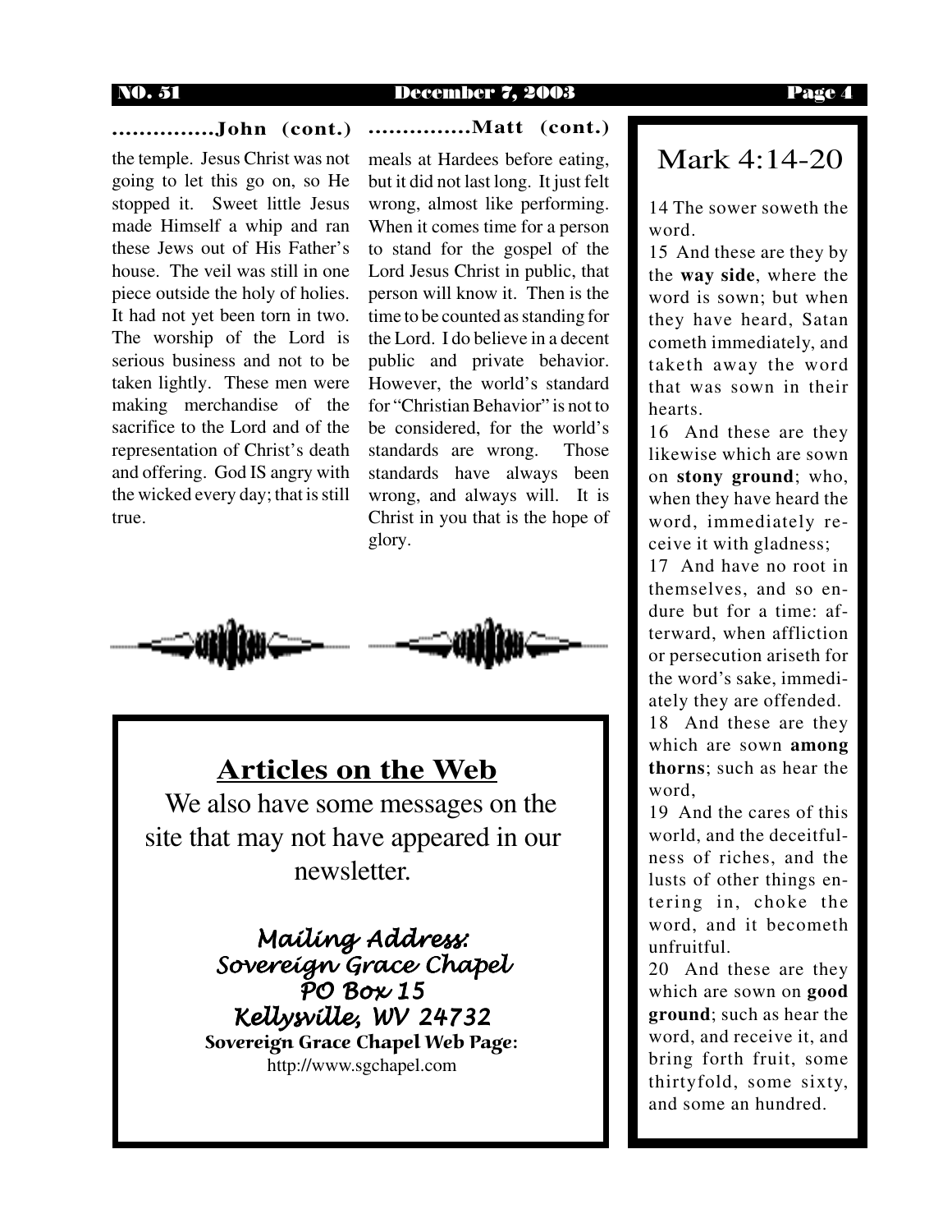**...............John (cont.)**

the temple. Jesus Christ was not going to let this go on, so He stopped it. Sweet little Jesus made Himself a whip and ran these Jews out of His Father's house. The veil was still in one piece outside the holy of holies. It had not yet been torn in two. The worship of the Lord is serious business and not to be taken lightly. These men were making merchandise of the sacrifice to the Lord and of the representation of Christ's death and offering. God IS angry with the wicked every day; that is still true.

**...............Matt (cont.)**

meals at Hardees before eating, but it did not last long. It just felt wrong, almost like performing. When it comes time for a person to stand for the gospel of the Lord Jesus Christ in public, that person will know it. Then is the time to be counted as standing for the Lord. I do believe in a decent public and private behavior. However, the world's standard for "Christian Behavior" is not to be considered, for the world's standards are wrong. Those standards have always been wrong, and always will. It is Christ in you that is the hope of glory.

## Articles on the Web

We also have some messages on the site that may not have appeared in our newsletter.

*Mailing Address:*
*Sovereign Grace Chapel*
*PO Box 15*
*Kellysville, WV 24732*

**Sovereign Grace Chapel Web Page:**
http://www.sgchapel.com

# Mark 4:14-20

14 The sower soweth the word.
15 And these are they by the **way side**, where the word is sown; but when they have heard, Satan cometh immediately, and taketh away the word that was sown in their hearts.
16 And these are they likewise which are sown on **stony ground**; who, when they have heard the word, immediately receive it with gladness;
17 And have no root in themselves, and so endure but for a time: afterward, when affliction or persecution ariseth for the word's sake, immediately they are offended.
18 And these are they which are sown **among thorns**; such as hear the word,
19 And the cares of this world, and the deceitfulness of riches, and the lusts of other things entering in, choke the word, and it becometh unfruitful.
20 And these are they which are sown on **good ground**; such as hear the word, and receive it, and bring forth fruit, some thirtyfold, some sixty, and some an hundred.